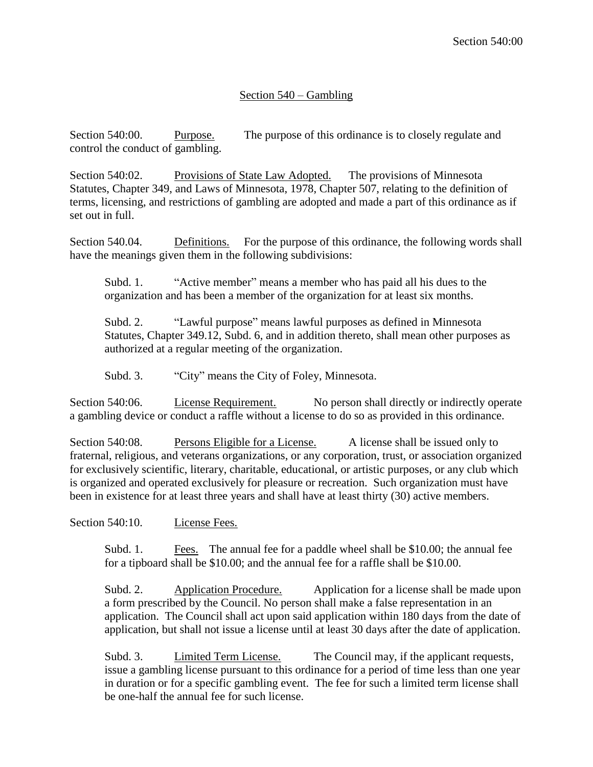# Section 540 – Gambling

Section 540:00. Purpose. The purpose of this ordinance is to closely regulate and control the conduct of gambling.

Section 540:02. Provisions of State Law Adopted. The provisions of Minnesota Statutes, Chapter 349, and Laws of Minnesota, 1978, Chapter 507, relating to the definition of terms, licensing, and restrictions of gambling are adopted and made a part of this ordinance as if set out in full.

Section 540.04. Definitions. For the purpose of this ordinance, the following words shall have the meanings given them in the following subdivisions:

> Subd. 1. "Active member" means a member who has paid all his dues to the organization and has been a member of the organization for at least six months.
>
> Subd. 2. "Lawful purpose" means lawful purposes as defined in Minnesota Statutes, Chapter 349.12, Subd. 6, and in addition thereto, shall mean other purposes as authorized at a regular meeting of the organization.
>
> Subd. 3. "City" means the City of Foley, Minnesota.

Section 540:06. License Requirement. No person shall directly or indirectly operate a gambling device or conduct a raffle without a license to do so as provided in this ordinance.

Section 540:08. Persons Eligible for a License. A license shall be issued only to fraternal, religious, and veterans organizations, or any corporation, trust, or association organized for exclusively scientific, literary, charitable, educational, or artistic purposes, or any club which is organized and operated exclusively for pleasure or recreation. Such organization must have been in existence for at least three years and shall have at least thirty (30) active members.

Section 540:10. License Fees.

> Subd. 1. Fees. The annual fee for a paddle wheel shall be $10.00; the annual fee for a tipboard shall be $10.00; and the annual fee for a raffle shall be $10.00.
>
> Subd. 2. Application Procedure. Application for a license shall be made upon a form prescribed by the Council. No person shall make a false representation in an application. The Council shall act upon said application within 180 days from the date of application, but shall not issue a license until at least 30 days after the date of application.
>
> Subd. 3. Limited Term License. The Council may, if the applicant requests, issue a gambling license pursuant to this ordinance for a period of time less than one year in duration or for a specific gambling event. The fee for such a limited term license shall be one-half the annual fee for such license.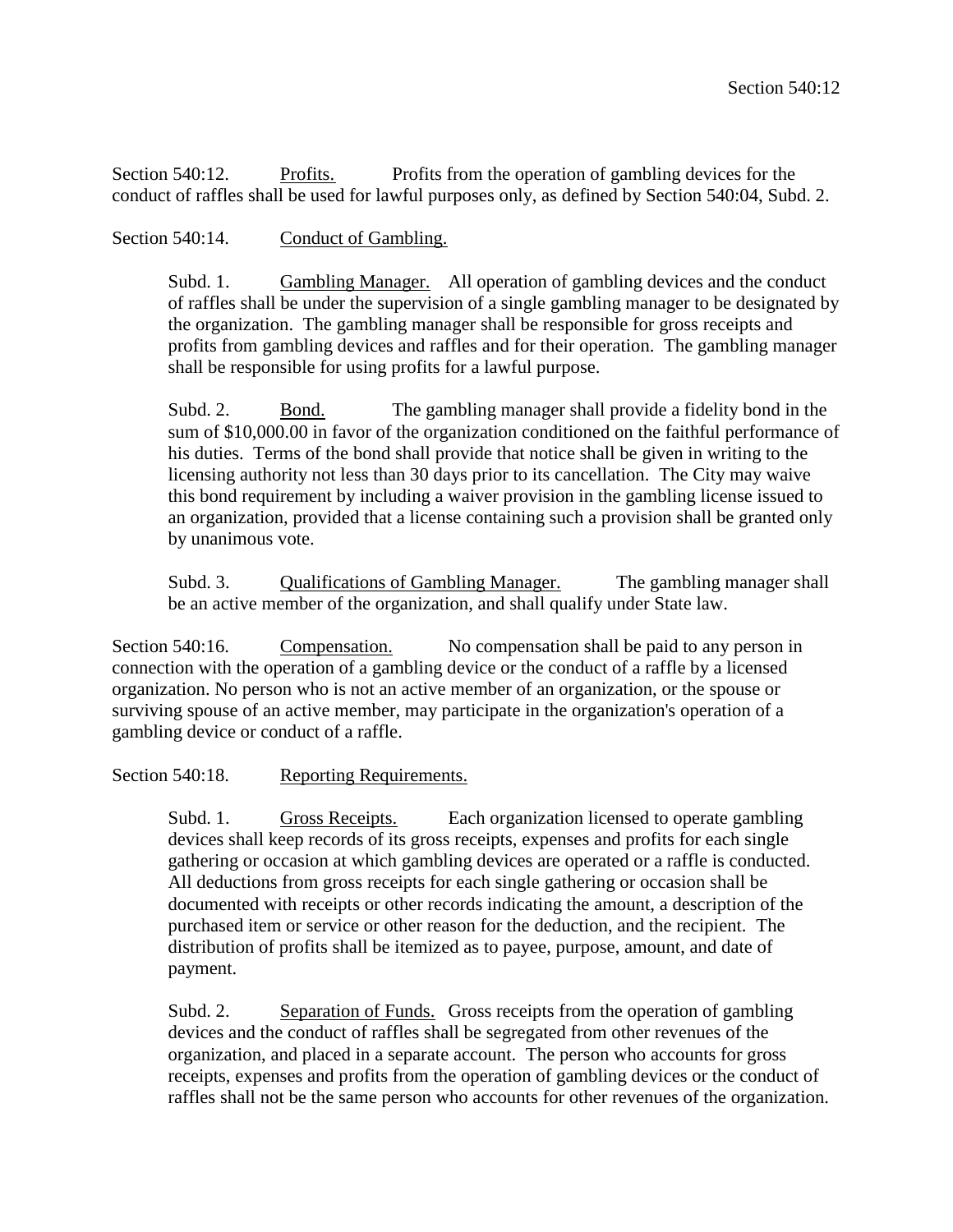Section 540:12. Profits. Profits from the operation of gambling devices for the conduct of raffles shall be used for lawful purposes only, as defined by Section 540:04, Subd. 2.

Section 540:14. Conduct of Gambling.

> Subd. 1. Gambling Manager. All operation of gambling devices and the conduct of raffles shall be under the supervision of a single gambling manager to be designated by the organization. The gambling manager shall be responsible for gross receipts and profits from gambling devices and raffles and for their operation. The gambling manager shall be responsible for using profits for a lawful purpose.
>
> Subd. 2. Bond. The gambling manager shall provide a fidelity bond in the sum of $10,000.00 in favor of the organization conditioned on the faithful performance of his duties. Terms of the bond shall provide that notice shall be given in writing to the licensing authority not less than 30 days prior to its cancellation. The City may waive this bond requirement by including a waiver provision in the gambling license issued to an organization, provided that a license containing such a provision shall be granted only by unanimous vote.
>
> Subd. 3. Qualifications of Gambling Manager. The gambling manager shall be an active member of the organization, and shall qualify under State law.

Section 540:16. Compensation. No compensation shall be paid to any person in connection with the operation of a gambling device or the conduct of a raffle by a licensed organization. No person who is not an active member of an organization, or the spouse or surviving spouse of an active member, may participate in the organization's operation of a gambling device or conduct of a raffle.

Section 540:18. Reporting Requirements.

> Subd. 1. Gross Receipts. Each organization licensed to operate gambling devices shall keep records of its gross receipts, expenses and profits for each single gathering or occasion at which gambling devices are operated or a raffle is conducted. All deductions from gross receipts for each single gathering or occasion shall be documented with receipts or other records indicating the amount, a description of the purchased item or service or other reason for the deduction, and the recipient. The distribution of profits shall be itemized as to payee, purpose, amount, and date of payment.
>
> Subd. 2. Separation of Funds. Gross receipts from the operation of gambling devices and the conduct of raffles shall be segregated from other revenues of the organization, and placed in a separate account. The person who accounts for gross receipts, expenses and profits from the operation of gambling devices or the conduct of raffles shall not be the same person who accounts for other revenues of the organization.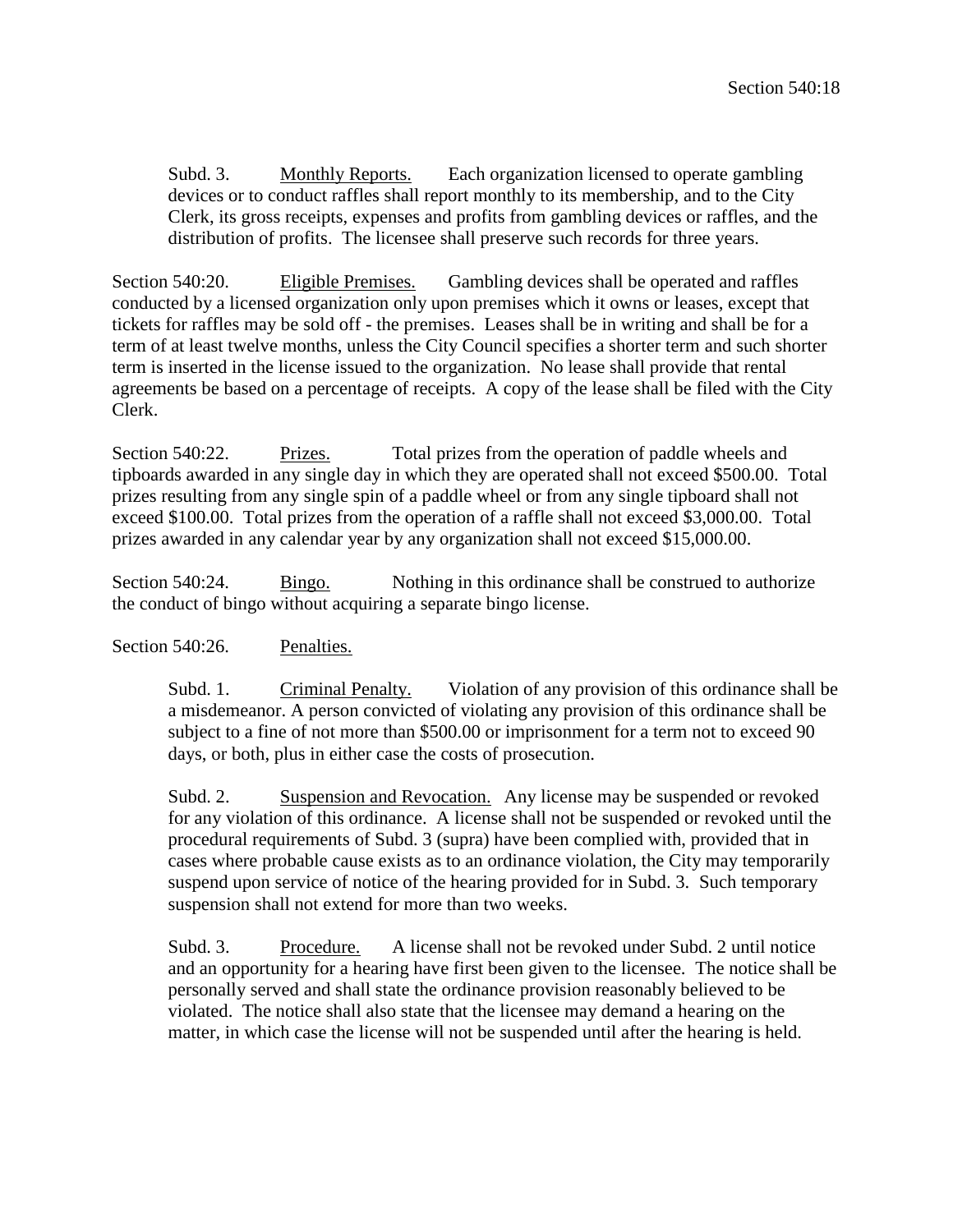Subd. 3. Monthly Reports. Each organization licensed to operate gambling devices or to conduct raffles shall report monthly to its membership, and to the City Clerk, its gross receipts, expenses and profits from gambling devices or raffles, and the distribution of profits. The licensee shall preserve such records for three years.

Section 540:20. Eligible Premises. Gambling devices shall be operated and raffles conducted by a licensed organization only upon premises which it owns or leases, except that tickets for raffles may be sold off - the premises. Leases shall be in writing and shall be for a term of at least twelve months, unless the City Council specifies a shorter term and such shorter term is inserted in the license issued to the organization. No lease shall provide that rental agreements be based on a percentage of receipts. A copy of the lease shall be filed with the City Clerk.

Section 540:22. Prizes. Total prizes from the operation of paddle wheels and tipboards awarded in any single day in which they are operated shall not exceed $500.00. Total prizes resulting from any single spin of a paddle wheel or from any single tipboard shall not exceed $100.00. Total prizes from the operation of a raffle shall not exceed $3,000.00. Total prizes awarded in any calendar year by any organization shall not exceed $15,000.00.

Section 540:24. Bingo. Nothing in this ordinance shall be construed to authorize the conduct of bingo without acquiring a separate bingo license.

Section 540:26. Penalties.

Subd. 1. Criminal Penalty. Violation of any provision of this ordinance shall be a misdemeanor. A person convicted of violating any provision of this ordinance shall be subject to a fine of not more than $500.00 or imprisonment for a term not to exceed 90 days, or both, plus in either case the costs of prosecution.

Subd. 2. Suspension and Revocation. Any license may be suspended or revoked for any violation of this ordinance. A license shall not be suspended or revoked until the procedural requirements of Subd. 3 (supra) have been complied with, provided that in cases where probable cause exists as to an ordinance violation, the City may temporarily suspend upon service of notice of the hearing provided for in Subd. 3. Such temporary suspension shall not extend for more than two weeks.

Subd. 3. Procedure. A license shall not be revoked under Subd. 2 until notice and an opportunity for a hearing have first been given to the licensee. The notice shall be personally served and shall state the ordinance provision reasonably believed to be violated. The notice shall also state that the licensee may demand a hearing on the matter, in which case the license will not be suspended until after the hearing is held.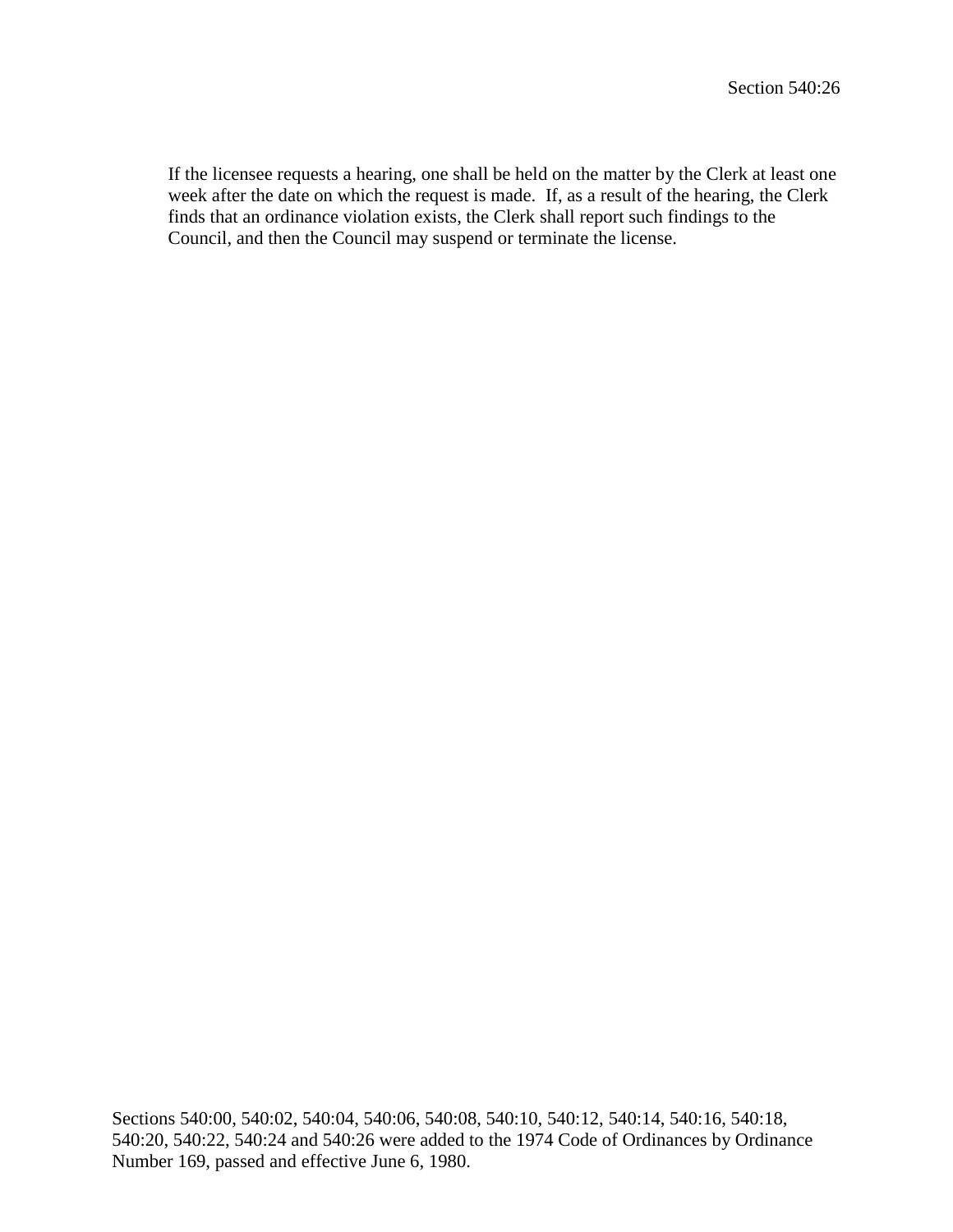If the licensee requests a hearing, one shall be held on the matter by the Clerk at least one week after the date on which the request is made. If, as a result of the hearing, the Clerk finds that an ordinance violation exists, the Clerk shall report such findings to the Council, and then the Council may suspend or terminate the license.

Sections 540:00, 540:02, 540:04, 540:06, 540:08, 540:10, 540:12, 540:14, 540:16, 540:18, 540:20, 540:22, 540:24 and 540:26 were added to the 1974 Code of Ordinances by Ordinance Number 169, passed and effective June 6, 1980.